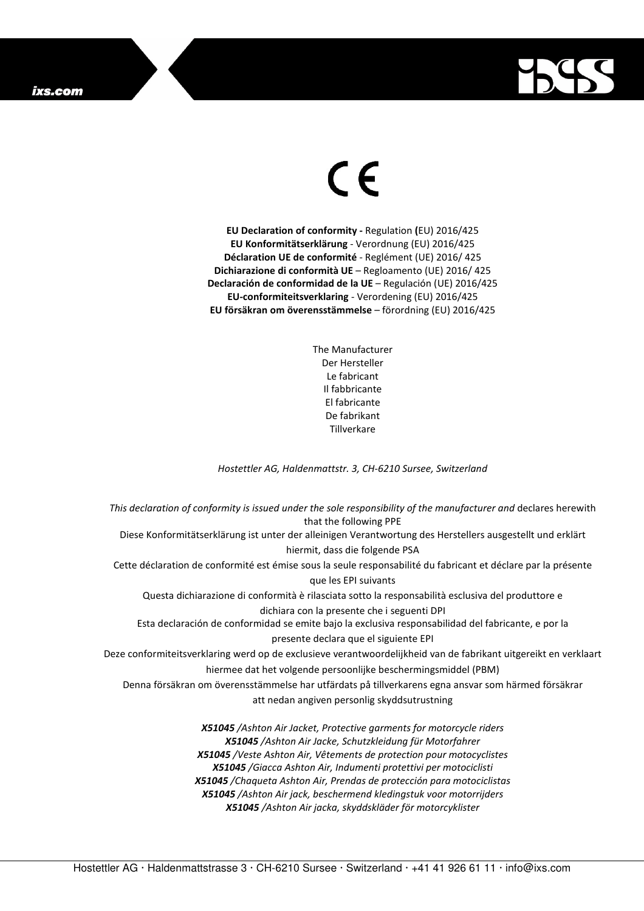ixs.com

CE

**EU Declaration of conformity -** Regulation **(**EU) 2016/425
**EU Konformitätserklärung** - Verordnung (EU) 2016/425
**Déclaration UE de conformité** - Reglément (UE) 2016/ 425
**Dichiarazione di conformità UE** – Regloamento (UE) 2016/ 425
**Declaración de conformidad de la UE** – Regulación (UE) 2016/425
**EU-conformiteitsverklaring** - Verordening (EU) 2016/425
**EU försäkran om överensstämmelse** – förordning (EU) 2016/425

The Manufacturer
Der Hersteller
Le fabricant
Il fabbricante
El fabricante
De fabrikant
Tillverkare

*Hostettler AG, Haldenmattstr. 3, CH-6210 Sursee, Switzerland*

*This declaration of conformity is issued under the sole responsibility of the manufacturer and* declares herewith that the following PPE
Diese Konformitätserklärung ist unter der alleinigen Verantwortung des Herstellers ausgestellt und erklärt hiermit, dass die folgende PSA
Cette déclaration de conformité est émise sous la seule responsabilité du fabricant et déclare par la présente que les EPI suivants
Questa dichiarazione di conformità è rilasciata sotto la responsabilità esclusiva del produttore e dichiara con la presente che i seguenti DPI
Esta declaración de conformidad se emite bajo la exclusiva responsabilidad del fabricante, e por la presente declara que el siguiente EPI
Deze conformiteitsverklaring werd op de exclusieve verantwoordelijkheid van de fabrikant uitgereikt en verklaart hiermee dat het volgende persoonlijke beschermingsmiddel (PBM)
Denna försäkran om överensstämmelse har utfärdats på tillverkarens egna ansvar som härmed försäkrar att nedan angiven personlig skyddsutrustning

***X51045*** */Ashton Air Jacket, Protective garments for motorcycle riders*
***X51045*** */Ashton Air Jacke, Schutzkleidung für Motorfahrer*
***X51045*** */Veste Ashton Air, Vêtements de protection pour motocyclistes*
***X51045*** */Giacca Ashton Air, Indumenti protettivi per motociclisti*
***X51045*** */Chaqueta Ashton Air, Prendas de protección para motociclistas*
***X51045*** */Ashton Air jack, beschermend kledingstuk voor motorrijders*
***X51045*** */Ashton Air jacka, skyddskläder för motorcyklister*

Hostettler AG · Haldenmattstrasse 3 · CH-6210 Sursee · Switzerland · +41 41 926 61 11 · info@ixs.com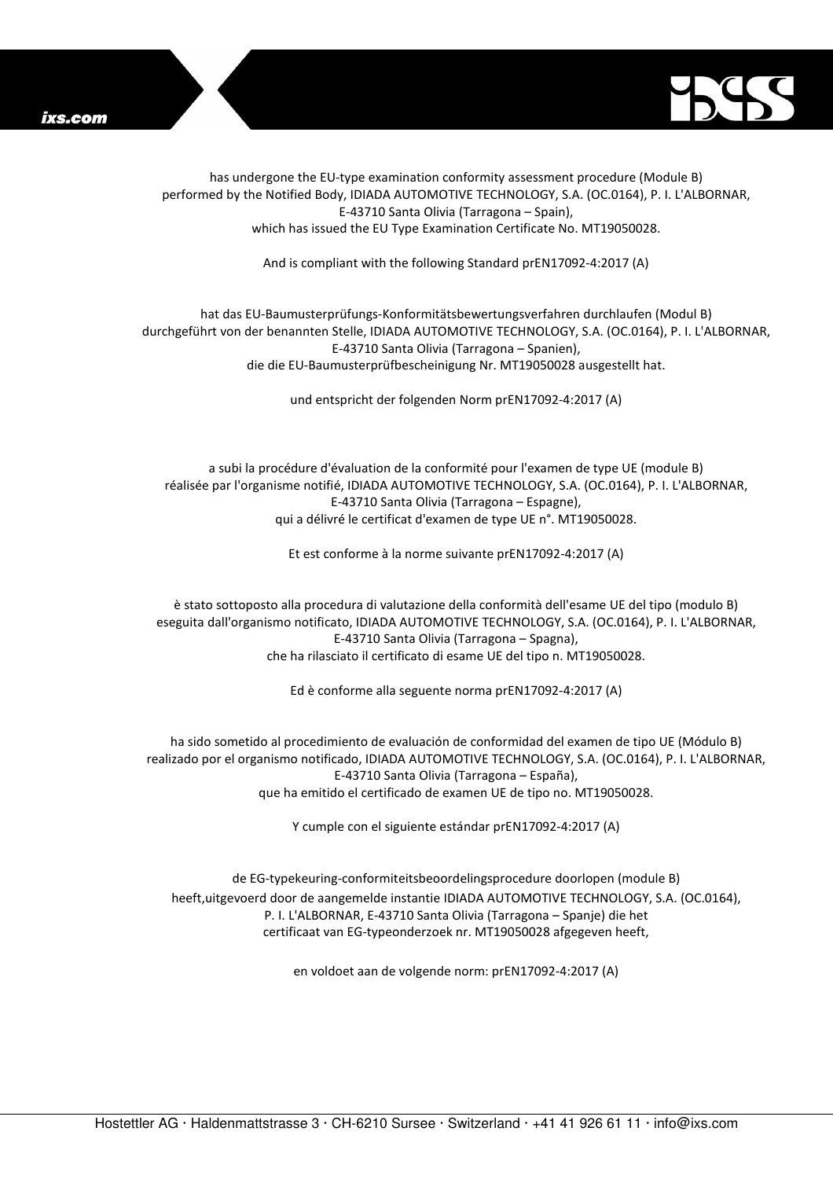has undergone the EU-type examination conformity assessment procedure (Module B)
performed by the Notified Body, IDIADA AUTOMOTIVE TECHNOLOGY, S.A. (OC.0164), P. I. L'ALBORNAR,
E-43710 Santa Olivia (Tarragona – Spain),
which has issued the EU Type Examination Certificate No. MT19050028.

And is compliant with the following Standard prEN17092-4:2017 (A)

hat das EU-Baumusterprüfungs-Konformitätsbewertungsverfahren durchlaufen (Modul B)
durchgeführt von der benannten Stelle, IDIADA AUTOMOTIVE TECHNOLOGY, S.A. (OC.0164), P. I. L'ALBORNAR,
E-43710 Santa Olivia (Tarragona – Spanien),
die die EU-Baumusterprüfbescheinigung Nr. MT19050028 ausgestellt hat.

und entspricht der folgenden Norm prEN17092-4:2017 (A)

a subi la procédure d'évaluation de la conformité pour l'examen de type UE (module B)
réalisée par l'organisme notifié, IDIADA AUTOMOTIVE TECHNOLOGY, S.A. (OC.0164), P. I. L'ALBORNAR,
E-43710 Santa Olivia (Tarragona – Espagne),
qui a délivré le certificat d'examen de type UE n°. MT19050028.

Et est conforme à la norme suivante prEN17092-4:2017 (A)

è stato sottoposto alla procedura di valutazione della conformità dell'esame UE del tipo (modulo B)
eseguita dall'organismo notificato, IDIADA AUTOMOTIVE TECHNOLOGY, S.A. (OC.0164), P. I. L'ALBORNAR,
E-43710 Santa Olivia (Tarragona – Spagna),
che ha rilasciato il certificato di esame UE del tipo n. MT19050028.

Ed è conforme alla seguente norma prEN17092-4:2017 (A)

ha sido sometido al procedimiento de evaluación de conformidad del examen de tipo UE (Módulo B)
realizado por el organismo notificado, IDIADA AUTOMOTIVE TECHNOLOGY, S.A. (OC.0164), P. I. L'ALBORNAR,
E-43710 Santa Olivia (Tarragona – España),
que ha emitido el certificado de examen UE de tipo no. MT19050028.

Y cumple con el siguiente estándar prEN17092-4:2017 (A)

de EG-typekeuring-conformiteitsbeoordelingsprocedure doorlopen (module B)
heeft,uitgevoerd door de aangemelde instantie IDIADA AUTOMOTIVE TECHNOLOGY, S.A. (OC.0164),
P. I. L'ALBORNAR, E-43710 Santa Olivia (Tarragona – Spanje) die het
certificaat van EG-typeonderzoek nr. MT19050028 afgegeven heeft,

en voldoet aan de volgende norm: prEN17092-4:2017 (A)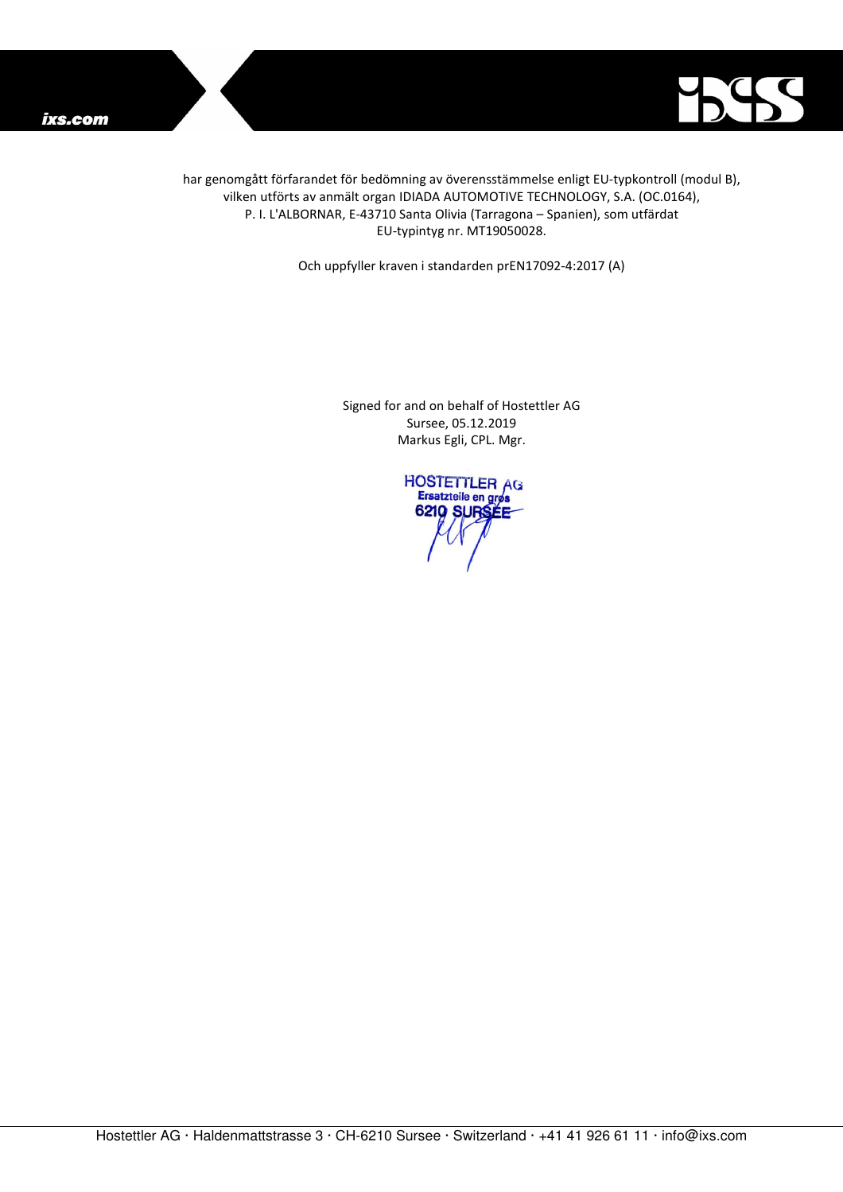har genomgått förfarandet för bedömning av överensstämmelse enligt EU-typkontroll (modul B), vilken utförts av anmält organ IDIADA AUTOMOTIVE TECHNOLOGY, S.A. (OC.0164), P. I. L'ALBORNAR, E-43710 Santa Olivia (Tarragona – Spanien), som utfärdat EU-typintyg nr. MT19050028.

Och uppfyller kraven i standarden prEN17092-4:2017 (A)

Signed for and on behalf of Hostettler AG
Sursee, 05.12.2019
Markus Egli, CPL. Mgr.

HOSTETTLER AG
Ersatzteile en gros
6210 SURSEE